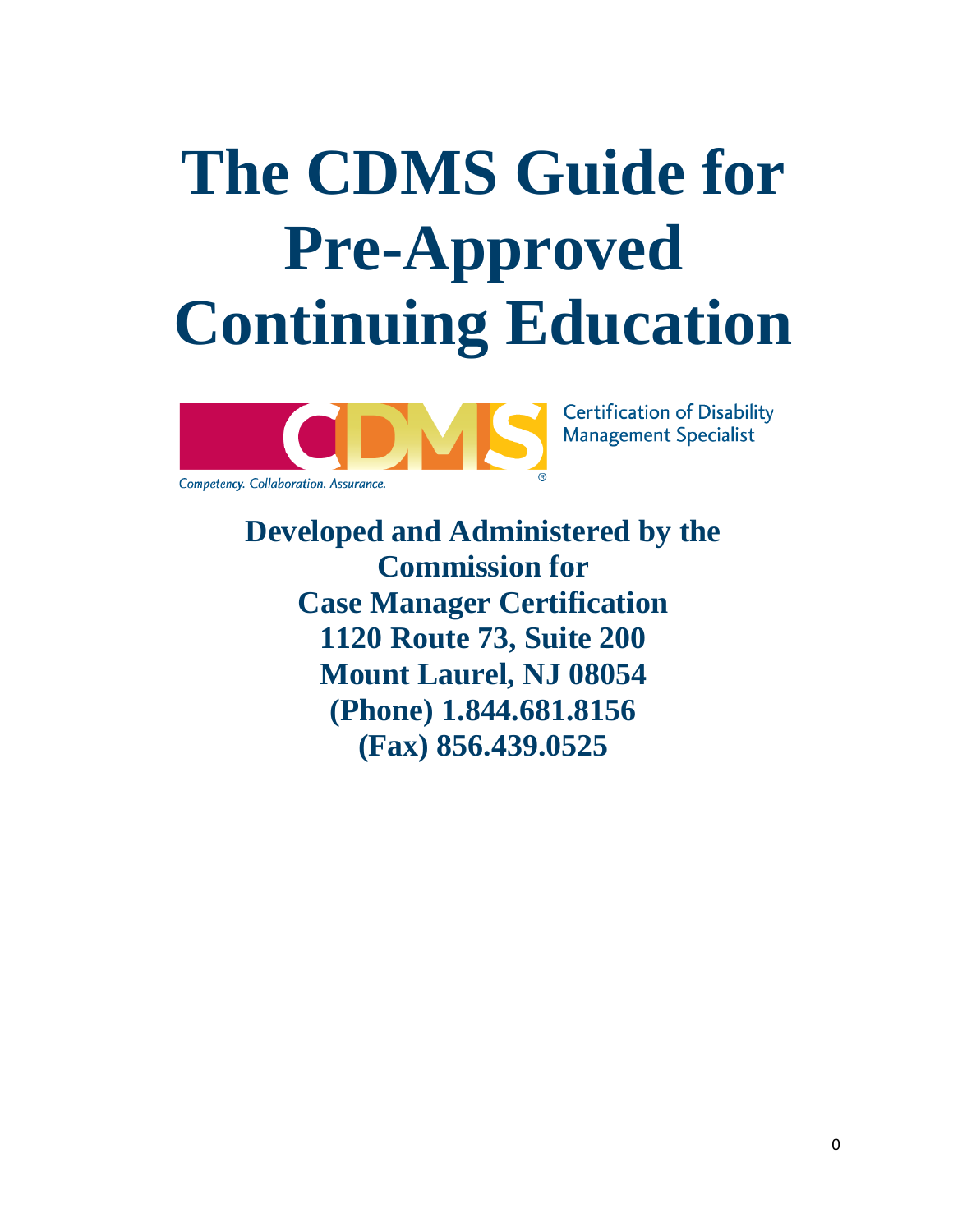# The CDMS Guide for Pre-Approved Continuing Education

CDMS

Certification of Disability Management Specialist

*Competency. Collaboration. Assurance.*

**Developed and Administered by the Commission for Case Manager Certification**
**1120 Route 73, Suite 200**
**Mount Laurel, NJ 08054**
**(Phone) 1.844.681.8156**
**(Fax) 856.439.0525**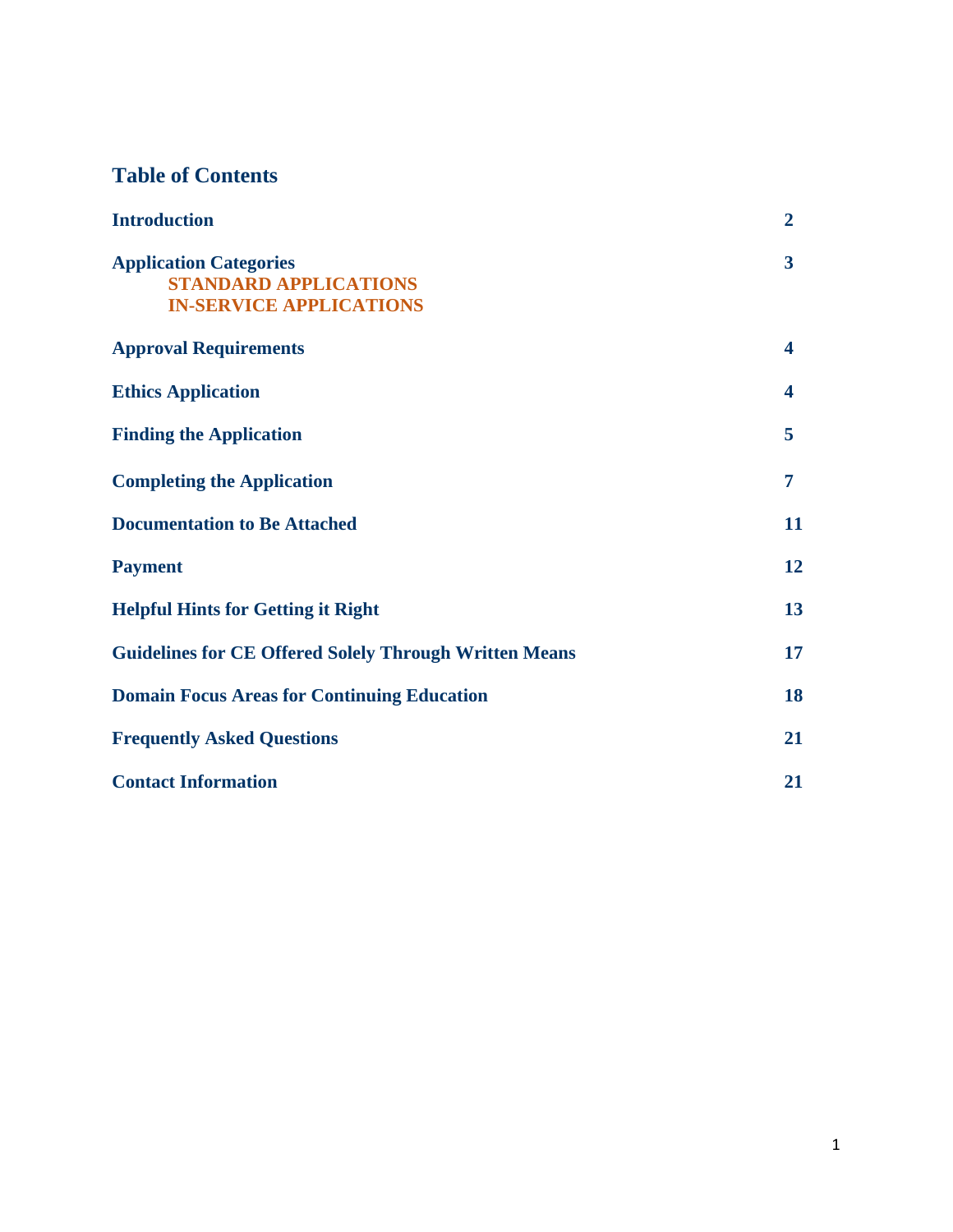## Table of Contents

| | |
|---|---|
| **Introduction** | **2** |
| **Application Categories**<br>**STANDARD APPLICATIONS**<br>**IN-SERVICE APPLICATIONS** | **3** |
| **Approval Requirements** | **4** |
| **Ethics Application** | **4** |
| **Finding the Application** | **5** |
| **Completing the Application** | **7** |
| **Documentation to Be Attached** | **11** |
| **Payment** | **12** |
| **Helpful Hints for Getting it Right** | **13** |
| **Guidelines for CE Offered Solely Through Written Means** | **17** |
| **Domain Focus Areas for Continuing Education** | **18** |
| **Frequently Asked Questions** | **21** |
| **Contact Information** | **21** |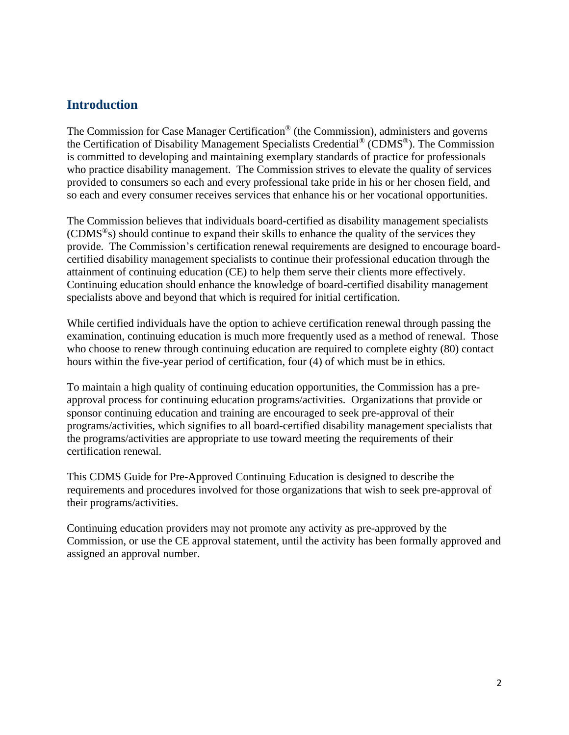## Introduction

The Commission for Case Manager Certification® (the Commission), administers and governs the Certification of Disability Management Specialists Credential® (CDMS®). The Commission is committed to developing and maintaining exemplary standards of practice for professionals who practice disability management. The Commission strives to elevate the quality of services provided to consumers so each and every professional take pride in his or her chosen field, and so each and every consumer receives services that enhance his or her vocational opportunities.

The Commission believes that individuals board-certified as disability management specialists (CDMS®s) should continue to expand their skills to enhance the quality of the services they provide. The Commission's certification renewal requirements are designed to encourage board-certified disability management specialists to continue their professional education through the attainment of continuing education (CE) to help them serve their clients more effectively. Continuing education should enhance the knowledge of board-certified disability management specialists above and beyond that which is required for initial certification.

While certified individuals have the option to achieve certification renewal through passing the examination, continuing education is much more frequently used as a method of renewal. Those who choose to renew through continuing education are required to complete eighty (80) contact hours within the five-year period of certification, four (4) of which must be in ethics.

To maintain a high quality of continuing education opportunities, the Commission has a pre-approval process for continuing education programs/activities. Organizations that provide or sponsor continuing education and training are encouraged to seek pre-approval of their programs/activities, which signifies to all board-certified disability management specialists that the programs/activities are appropriate to use toward meeting the requirements of their certification renewal.

This CDMS Guide for Pre-Approved Continuing Education is designed to describe the requirements and procedures involved for those organizations that wish to seek pre-approval of their programs/activities.

Continuing education providers may not promote any activity as pre-approved by the Commission, or use the CE approval statement, until the activity has been formally approved and assigned an approval number.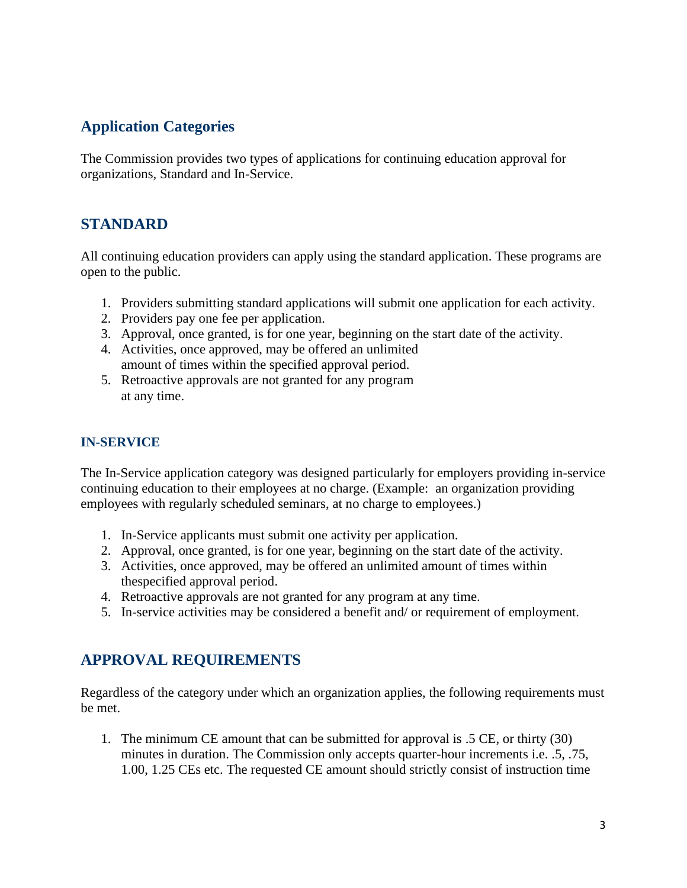## Application Categories

The Commission provides two types of applications for continuing education approval for organizations, Standard and In-Service.

## STANDARD

All continuing education providers can apply using the standard application. These programs are open to the public.

1. Providers submitting standard applications will submit one application for each activity.
2. Providers pay one fee per application.
3. Approval, once granted, is for one year, beginning on the start date of the activity.
4. Activities, once approved, may be offered an unlimited amount of times within the specified approval period.
5. Retroactive approvals are not granted for any program at any time.

### IN-SERVICE

The In-Service application category was designed particularly for employers providing in-service continuing education to their employees at no charge. (Example: an organization providing employees with regularly scheduled seminars, at no charge to employees.)

1. In-Service applicants must submit one activity per application.
2. Approval, once granted, is for one year, beginning on the start date of the activity.
3. Activities, once approved, may be offered an unlimited amount of times within thespecified approval period.
4. Retroactive approvals are not granted for any program at any time.
5. In-service activities may be considered a benefit and/ or requirement of employment.

## APPROVAL REQUIREMENTS

Regardless of the category under which an organization applies, the following requirements must be met.

1. The minimum CE amount that can be submitted for approval is .5 CE, or thirty (30) minutes in duration. The Commission only accepts quarter-hour increments i.e. .5, .75, 1.00, 1.25 CEs etc. The requested CE amount should strictly consist of instruction time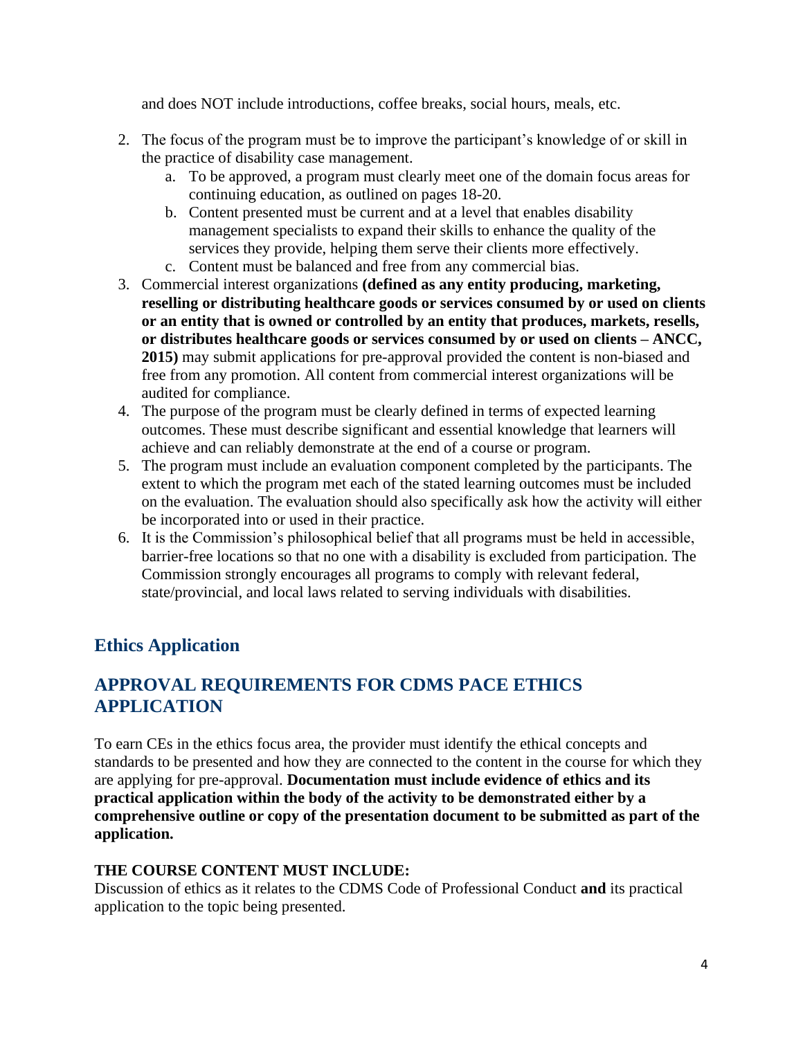and does NOT include introductions, coffee breaks, social hours, meals, etc.

2. The focus of the program must be to improve the participant's knowledge of or skill in the practice of disability case management.
   a. To be approved, a program must clearly meet one of the domain focus areas for continuing education, as outlined on pages 18-20.
   b. Content presented must be current and at a level that enables disability management specialists to expand their skills to enhance the quality of the services they provide, helping them serve their clients more effectively.
   c. Content must be balanced and free from any commercial bias.
3. Commercial interest organizations **(defined as any entity producing, marketing, reselling or distributing healthcare goods or services consumed by or used on clients or an entity that is owned or controlled by an entity that produces, markets, resells, or distributes healthcare goods or services consumed by or used on clients – ANCC, 2015)** may submit applications for pre-approval provided the content is non-biased and free from any promotion. All content from commercial interest organizations will be audited for compliance.
4. The purpose of the program must be clearly defined in terms of expected learning outcomes. These must describe significant and essential knowledge that learners will achieve and can reliably demonstrate at the end of a course or program.
5. The program must include an evaluation component completed by the participants. The extent to which the program met each of the stated learning outcomes must be included on the evaluation. The evaluation should also specifically ask how the activity will either be incorporated into or used in their practice.
6. It is the Commission's philosophical belief that all programs must be held in accessible, barrier-free locations so that no one with a disability is excluded from participation. The Commission strongly encourages all programs to comply with relevant federal, state/provincial, and local laws related to serving individuals with disabilities.

## Ethics Application

## APPROVAL REQUIREMENTS FOR CDMS PACE ETHICS APPLICATION

To earn CEs in the ethics focus area, the provider must identify the ethical concepts and standards to be presented and how they are connected to the content in the course for which they are applying for pre-approval. **Documentation must include evidence of ethics and its practical application within the body of the activity to be demonstrated either by a comprehensive outline or copy of the presentation document to be submitted as part of the application.**

**THE COURSE CONTENT MUST INCLUDE:**
Discussion of ethics as it relates to the CDMS Code of Professional Conduct **and** its practical application to the topic being presented.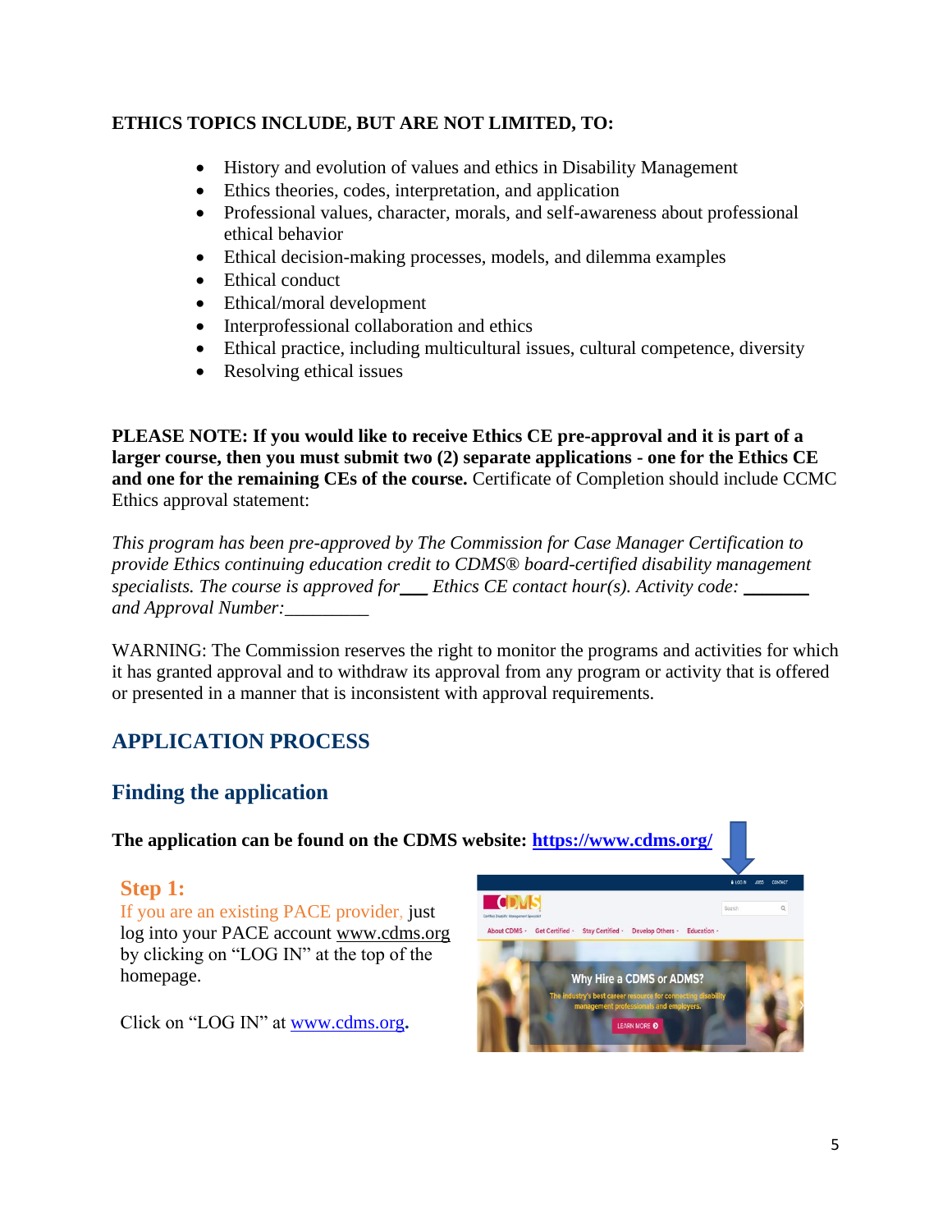**ETHICS TOPICS INCLUDE, BUT ARE NOT LIMITED, TO:**

- History and evolution of values and ethics in Disability Management
- Ethics theories, codes, interpretation, and application
- Professional values, character, morals, and self-awareness about professional ethical behavior
- Ethical decision-making processes, models, and dilemma examples
- Ethical conduct
- Ethical/moral development
- Interprofessional collaboration and ethics
- Ethical practice, including multicultural issues, cultural competence, diversity
- Resolving ethical issues

**PLEASE NOTE: If you would like to receive Ethics CE pre-approval and it is part of a larger course, then you must submit two (2) separate applications - one for the Ethics CE and one for the remaining CEs of the course.** Certificate of Completion should include CCMC Ethics approval statement:

*This program has been pre-approved by The Commission for Case Manager Certification to provide Ethics continuing education credit to CDMS® board-certified disability management specialists. The course is approved for___ Ethics CE contact hour(s). Activity code: _______ and Approval Number:_________*

WARNING: The Commission reserves the right to monitor the programs and activities for which it has granted approval and to withdraw its approval from any program or activity that is offered or presented in a manner that is inconsistent with approval requirements.

## APPLICATION PROCESS

### Finding the application

**The application can be found on the CDMS website: [https://www.cdms.org/](https://www.cdms.org/)**

**Step 1:**

If you are an existing PACE provider, just log into your PACE account www.cdms.org by clicking on "LOG IN" at the top of the homepage.

Click on "LOG IN" at [www.cdms.org](www.cdms.org).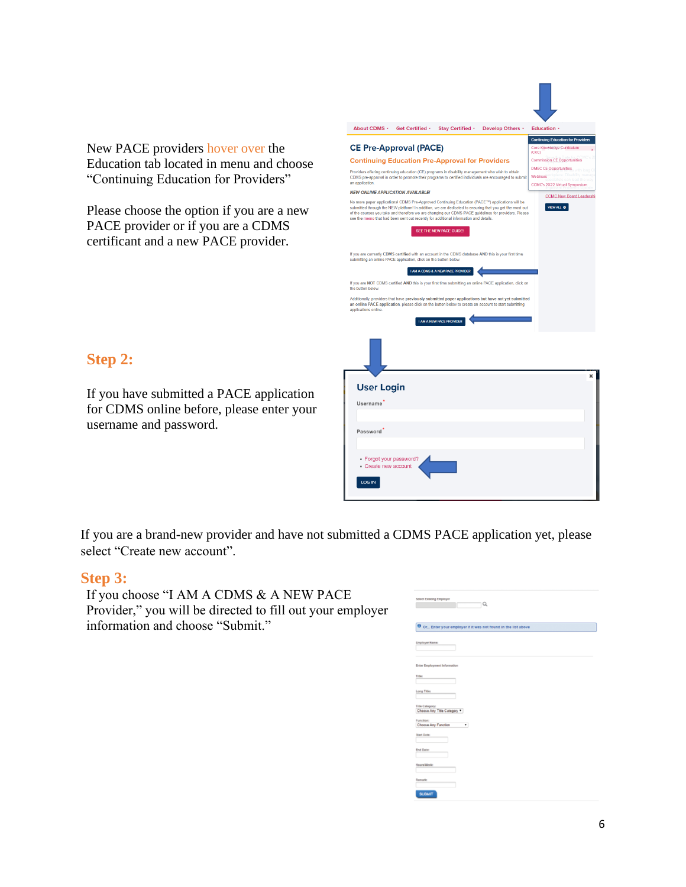New PACE providers hover over the Education tab located in menu and choose "Continuing Education for Providers"

Please choose the option if you are a new PACE provider or if you are a CDMS certificant and a new PACE provider.

## Step 2:

If you have submitted a PACE application for CDMS online before, please enter your username and password.

If you are a brand-new provider and have not submitted a CDMS PACE application yet, please select "Create new account".

## Step 3:

If you choose "I AM A CDMS & A NEW PACE Provider," you will be directed to fill out your employer information and choose "Submit."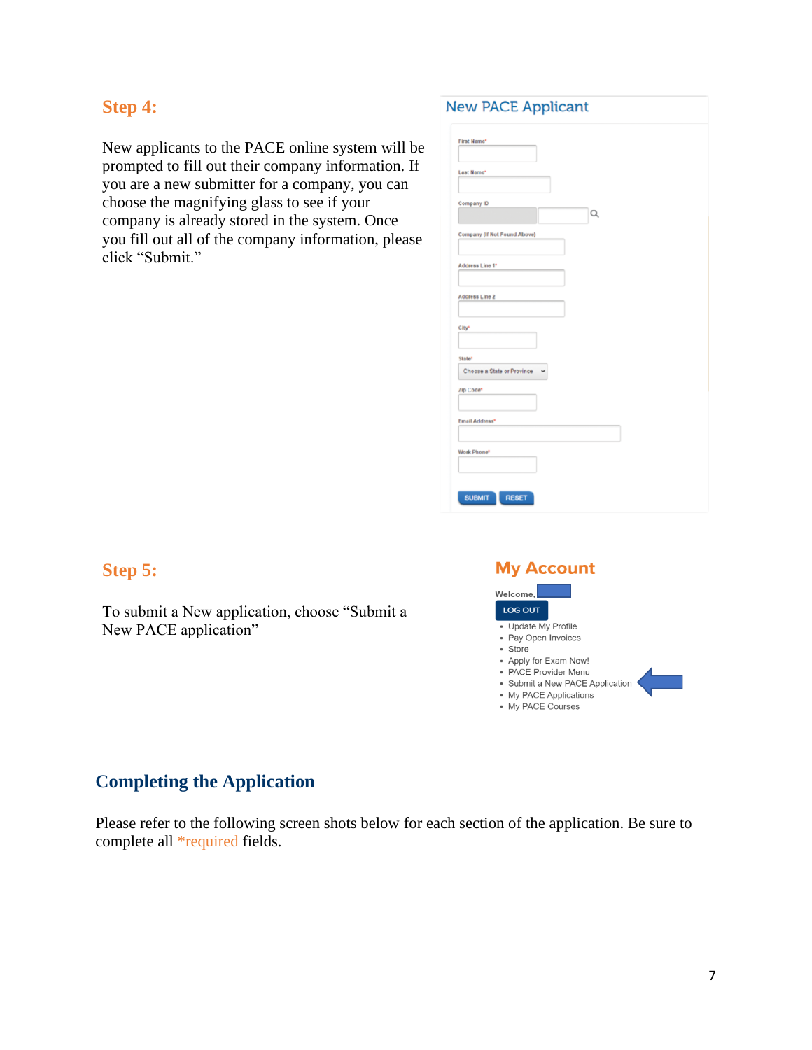## Step 4:

New applicants to the PACE online system will be prompted to fill out their company information. If you are a new submitter for a company, you can choose the magnifying glass to see if your company is already stored in the system. Once you fill out all of the company information, please click "Submit."

New PACE Applicant

First Name*

Last Name*

Company ID

Company (If Not Found Above)

Address Line 1*

Address Line 2

City*

State*

Choose a State or Province

Zip Code*

Email Address*

Work Phone*

SUBMIT RESET

## Step 5:

To submit a New application, choose "Submit a New PACE application"

My Account

Welcome,

LOG OUT

- Update My Profile
- Pay Open Invoices
- Store
- Apply for Exam Now!
- PACE Provider Menu
- Submit a New PACE Application
- My PACE Applications
- My PACE Courses

## Completing the Application

Please refer to the following screen shots below for each section of the application. Be sure to complete all *required fields.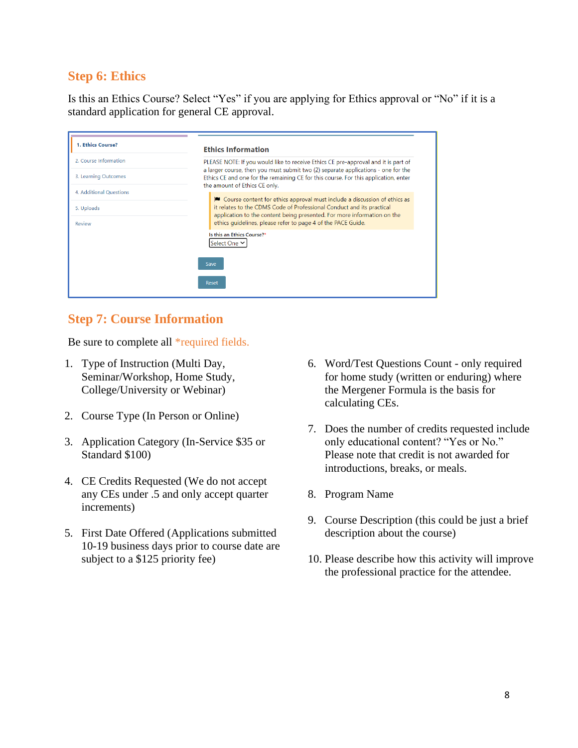## Step 6: Ethics

Is this an Ethics Course? Select "Yes" if you are applying for Ethics approval or "No" if it is a standard application for general CE approval.

1. Ethics Course?
2. Course Information
3. Learning Outcomes
4. Additional Questions
5. Uploads

Review

**Ethics Information**

PLEASE NOTE: If you would like to receive Ethics CE pre-approval and it is part of a larger course, then you must submit two (2) separate applications - one for the Ethics CE and one for the remaining CE for this course. For this application, enter the amount of Ethics CE only.

Course content for ethics approval must include a discussion of ethics as it relates to the CDMS Code of Professional Conduct and its practical application to the content being presented. For more information on the ethics guidelines, please refer to page 4 of the PACE Guide.

Is this an Ethics Course?*

Select One

Save

Reset

## Step 7: Course Information

Be sure to complete all *required fields.

1. Type of Instruction (Multi Day, Seminar/Workshop, Home Study, College/University or Webinar)
2. Course Type (In Person or Online)
3. Application Category (In-Service $35 or Standard $100)
4. CE Credits Requested (We do not accept any CEs under .5 and only accept quarter increments)
5. First Date Offered (Applications submitted 10-19 business days prior to course date are subject to a $125 priority fee)
6. Word/Test Questions Count - only required for home study (written or enduring) where the Mergener Formula is the basis for calculating CEs.
7. Does the number of credits requested include only educational content? "Yes or No." Please note that credit is not awarded for introductions, breaks, or meals.
8. Program Name
9. Course Description (this could be just a brief description about the course)
10. Please describe how this activity will improve the professional practice for the attendee.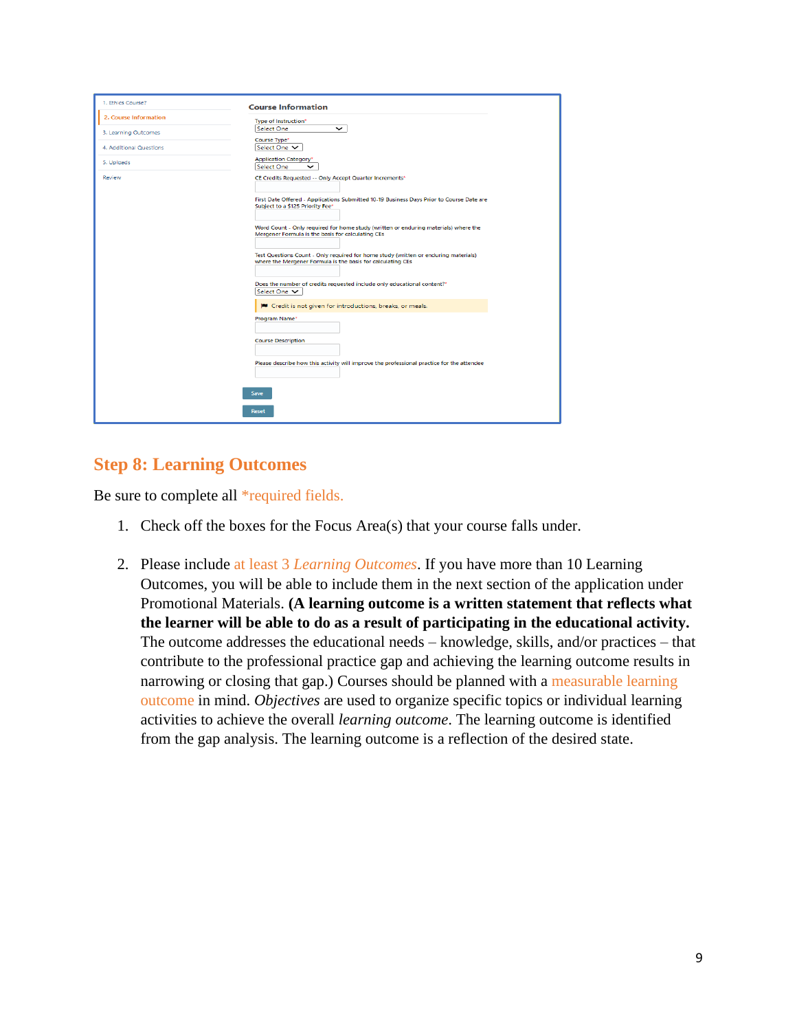1. Ethics Course?

2. Course Information

3. Learning Outcomes

4. Additional Questions

5. Uploads

Review

**Course Information**

Type of Instruction*
Select One

Course Type*
Select One

Application Category*
Select One

CE Credits Requested -- Only Accept Quarter Increments*

First Date Offered - Applications Submitted 10-19 Business Days Prior to Course Date are Subject to a $125 Priority Fee*

Word Count - Only required for home study (written or enduring materials) where the Mergener Formula is the basis for calculating CEs

Test Questions Count - Only required for home study (written or enduring materials) where the Mergener Formula is the basis for calculating CEs

Does the number of credits requested include only educational content?*
Select One

Credit is not given for introductions, breaks, or meals.

Program Name*

Course Description

Please describe how this activity will improve the professional practice for the attendee

Save

Reset

## Step 8: Learning Outcomes

Be sure to complete all *required fields.

1. Check off the boxes for the Focus Area(s) that your course falls under.

2. Please include at least 3 *Learning Outcomes*. If you have more than 10 Learning Outcomes, you will be able to include them in the next section of the application under Promotional Materials. **(A learning outcome is a written statement that reflects what the learner will be able to do as a result of participating in the educational activity.** The outcome addresses the educational needs – knowledge, skills, and/or practices – that contribute to the professional practice gap and achieving the learning outcome results in narrowing or closing that gap.) Courses should be planned with a measurable learning outcome in mind. *Objectives* are used to organize specific topics or individual learning activities to achieve the overall *learning outcome*. The learning outcome is identified from the gap analysis. The learning outcome is a reflection of the desired state.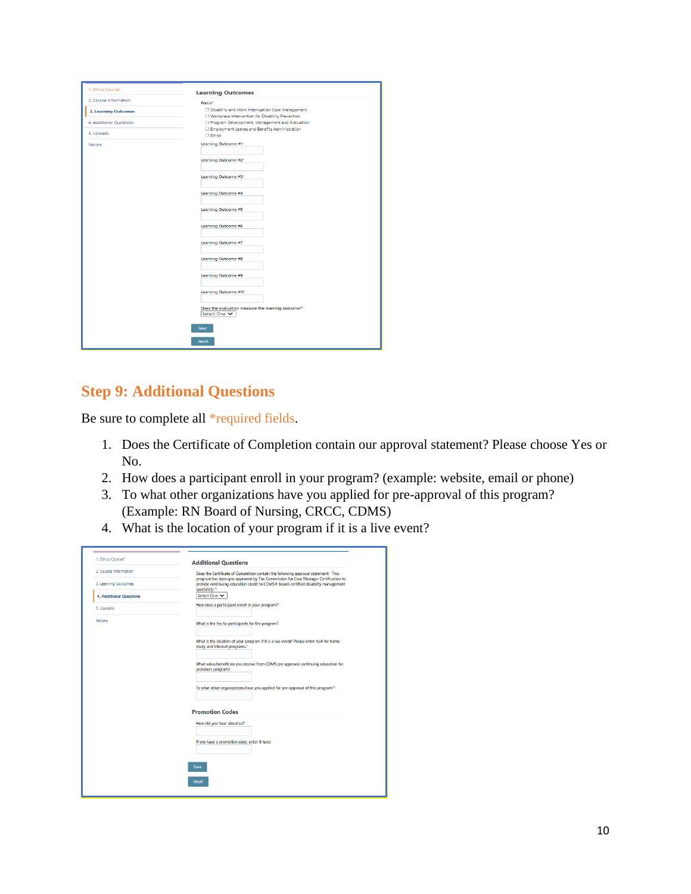## Step 9: Additional Questions

Be sure to complete all *required fields.

1. Does the Certificate of Completion contain our approval statement? Please choose Yes or No.
2. How does a participant enroll in your program? (example: website, email or phone)
3. To what other organizations have you applied for pre-approval of this program? (Example: RN Board of Nursing, CRCC, CDMS)
4. What is the location of your program if it is a live event?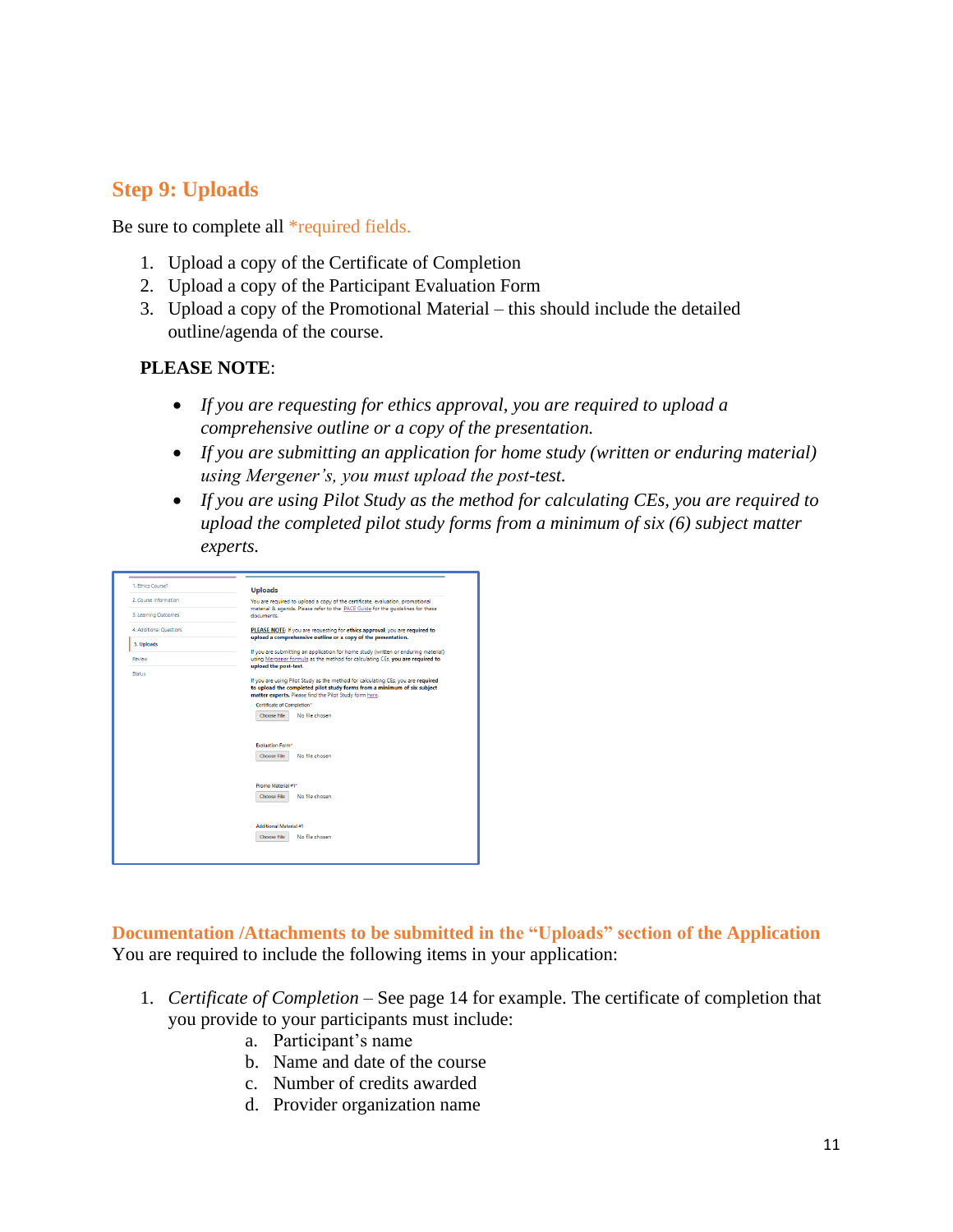## Step 9: Uploads

Be sure to complete all *required fields.

1. Upload a copy of the Certificate of Completion
2. Upload a copy of the Participant Evaluation Form
3. Upload a copy of the Promotional Material – this should include the detailed outline/agenda of the course.

**PLEASE NOTE**:

- *If you are requesting for ethics approval, you are required to upload a comprehensive outline or a copy of the presentation.*
- *If you are submitting an application for home study (written or enduring material) using Mergener's, you must upload the post-test.*
- *If you are using Pilot Study as the method for calculating CEs, you are required to upload the completed pilot study forms from a minimum of six (6) subject matter experts.*

## Documentation /Attachments to be submitted in the "Uploads" section of the Application

You are required to include the following items in your application:

1. *Certificate of Completion* – See page 14 for example. The certificate of completion that you provide to your participants must include:
   a. Participant's name
   b. Name and date of the course
   c. Number of credits awarded
   d. Provider organization name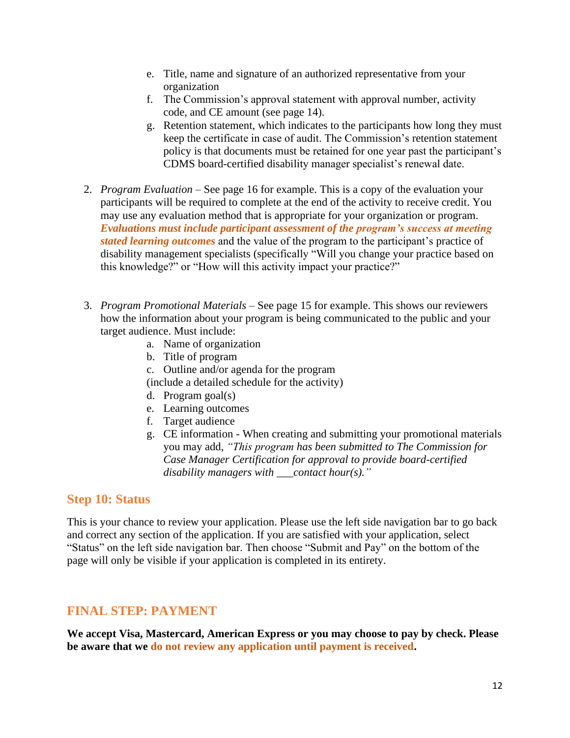e. Title, name and signature of an authorized representative from your organization
   f. The Commission's approval statement with approval number, activity code, and CE amount (see page 14).
   g. Retention statement, which indicates to the participants how long they must keep the certificate in case of audit. The Commission's retention statement policy is that documents must be retained for one year past the participant's CDMS board-certified disability manager specialist's renewal date.

2. *Program Evaluation* – See page 16 for example. This is a copy of the evaluation your participants will be required to complete at the end of the activity to receive credit. You may use any evaluation method that is appropriate for your organization or program. ***Evaluations must include participant assessment of the program's success at meeting stated learning outcomes*** and the value of the program to the participant's practice of disability management specialists (specifically "Will you change your practice based on this knowledge?" or "How will this activity impact your practice?"

3. *Program Promotional Materials* – See page 15 for example. This shows our reviewers how the information about your program is being communicated to the public and your target audience. Must include:
   a. Name of organization
   b. Title of program
   c. Outline and/or agenda for the program (include a detailed schedule for the activity)
   d. Program goal(s)
   e. Learning outcomes
   f. Target audience
   g. CE information - When creating and submitting your promotional materials you may add, *"This program has been submitted to The Commission for Case Manager Certification for approval to provide board-certified disability managers with ___contact hour(s)."*

## Step 10: Status

This is your chance to review your application. Please use the left side navigation bar to go back and correct any section of the application. If you are satisfied with your application, select "Status" on the left side navigation bar. Then choose "Submit and Pay" on the bottom of the page will only be visible if your application is completed in its entirety.

## FINAL STEP: PAYMENT

**We accept Visa, Mastercard, American Express or you may choose to pay by check. Please be aware that we do not review any application until payment is received.**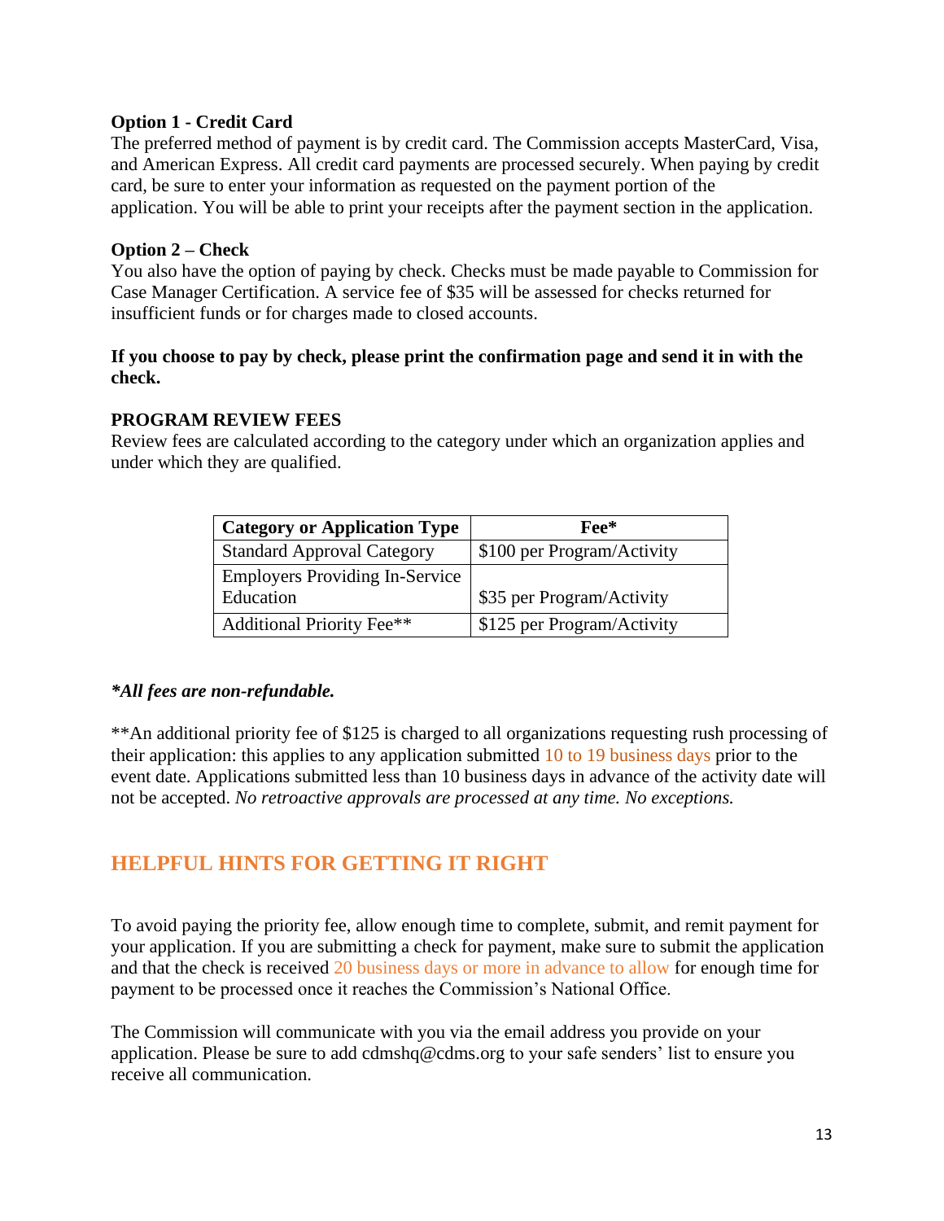**Option 1 - Credit Card**

The preferred method of payment is by credit card. The Commission accepts MasterCard, Visa, and American Express. All credit card payments are processed securely. When paying by credit card, be sure to enter your information as requested on the payment portion of the application. You will be able to print your receipts after the payment section in the application.

**Option 2 – Check**

You also have the option of paying by check. Checks must be made payable to Commission for Case Manager Certification. A service fee of $35 will be assessed for checks returned for insufficient funds or for charges made to closed accounts.

**If you choose to pay by check, please print the confirmation page and send it in with the check.**

**PROGRAM REVIEW FEES**

Review fees are calculated according to the category under which an organization applies and under which they are qualified.

| Category or Application Type | Fee* |
|---|---|
| Standard Approval Category | $100 per Program/Activity |
| Employers Providing In-Service Education | $35 per Program/Activity |
| Additional Priority Fee** | $125 per Program/Activity |

***All fees are non-refundable.***

**An additional priority fee of $125 is charged to all organizations requesting rush processing of their application: this applies to any application submitted 10 to 19 business days prior to the event date. Applications submitted less than 10 business days in advance of the activity date will not be accepted. *No retroactive approvals are processed at any time. No exceptions.*

## HELPFUL HINTS FOR GETTING IT RIGHT

To avoid paying the priority fee, allow enough time to complete, submit, and remit payment for your application. If you are submitting a check for payment, make sure to submit the application and that the check is received 20 business days or more in advance to allow for enough time for payment to be processed once it reaches the Commission's National Office.

The Commission will communicate with you via the email address you provide on your application. Please be sure to add cdmshq@cdms.org to your safe senders' list to ensure you receive all communication.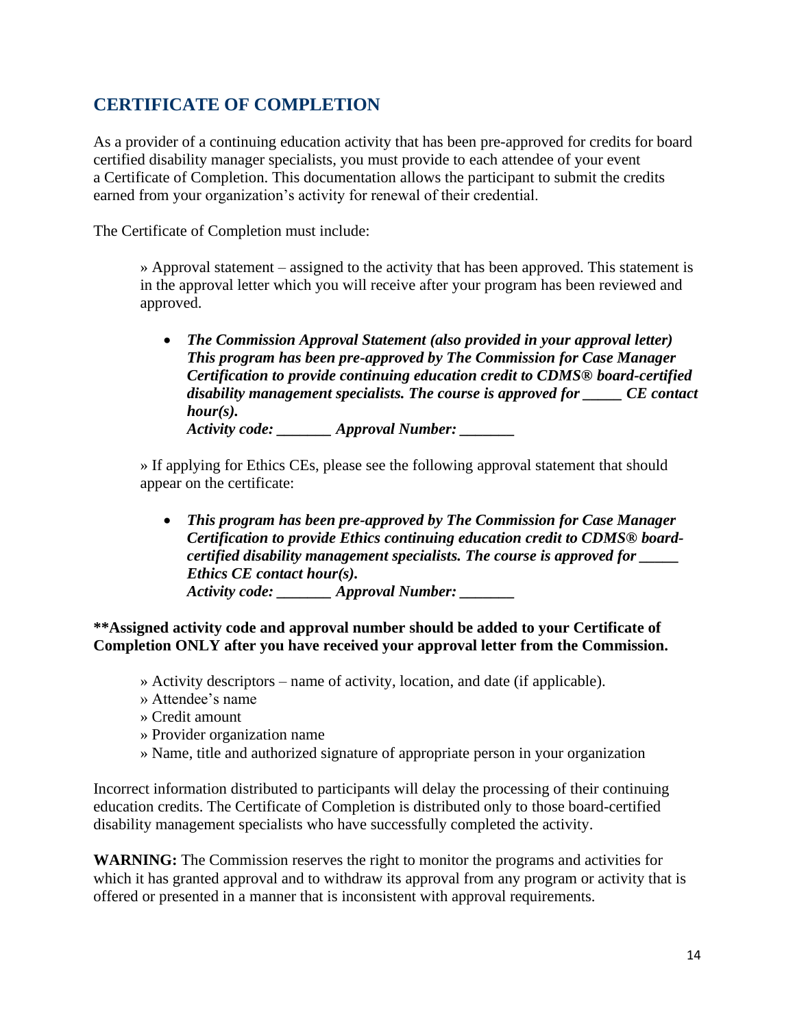## CERTIFICATE OF COMPLETION

As a provider of a continuing education activity that has been pre-approved for credits for board certified disability manager specialists, you must provide to each attendee of your event a Certificate of Completion. This documentation allows the participant to submit the credits earned from your organization's activity for renewal of their credential.

The Certificate of Completion must include:

» Approval statement – assigned to the activity that has been approved. This statement is in the approval letter which you will receive after your program has been reviewed and approved.

- ***The Commission Approval Statement (also provided in your approval letter) This program has been pre-approved by The Commission for Case Manager Certification to provide continuing education credit to CDMS® board-certified disability management specialists. The course is approved for _____ CE contact hour(s).***
  ***Activity code: _______ Approval Number: _______***

» If applying for Ethics CEs, please see the following approval statement that should appear on the certificate:

- ***This program has been pre-approved by The Commission for Case Manager Certification to provide Ethics continuing education credit to CDMS® board-certified disability management specialists. The course is approved for _____ Ethics CE contact hour(s).***
  ***Activity code: _______ Approval Number: _______***

**\*\*Assigned activity code and approval number should be added to your Certificate of Completion ONLY after you have received your approval letter from the Commission.**

» Activity descriptors – name of activity, location, and date (if applicable).
» Attendee's name
» Credit amount
» Provider organization name
» Name, title and authorized signature of appropriate person in your organization

Incorrect information distributed to participants will delay the processing of their continuing education credits. The Certificate of Completion is distributed only to those board-certified disability management specialists who have successfully completed the activity.

**WARNING:** The Commission reserves the right to monitor the programs and activities for which it has granted approval and to withdraw its approval from any program or activity that is offered or presented in a manner that is inconsistent with approval requirements.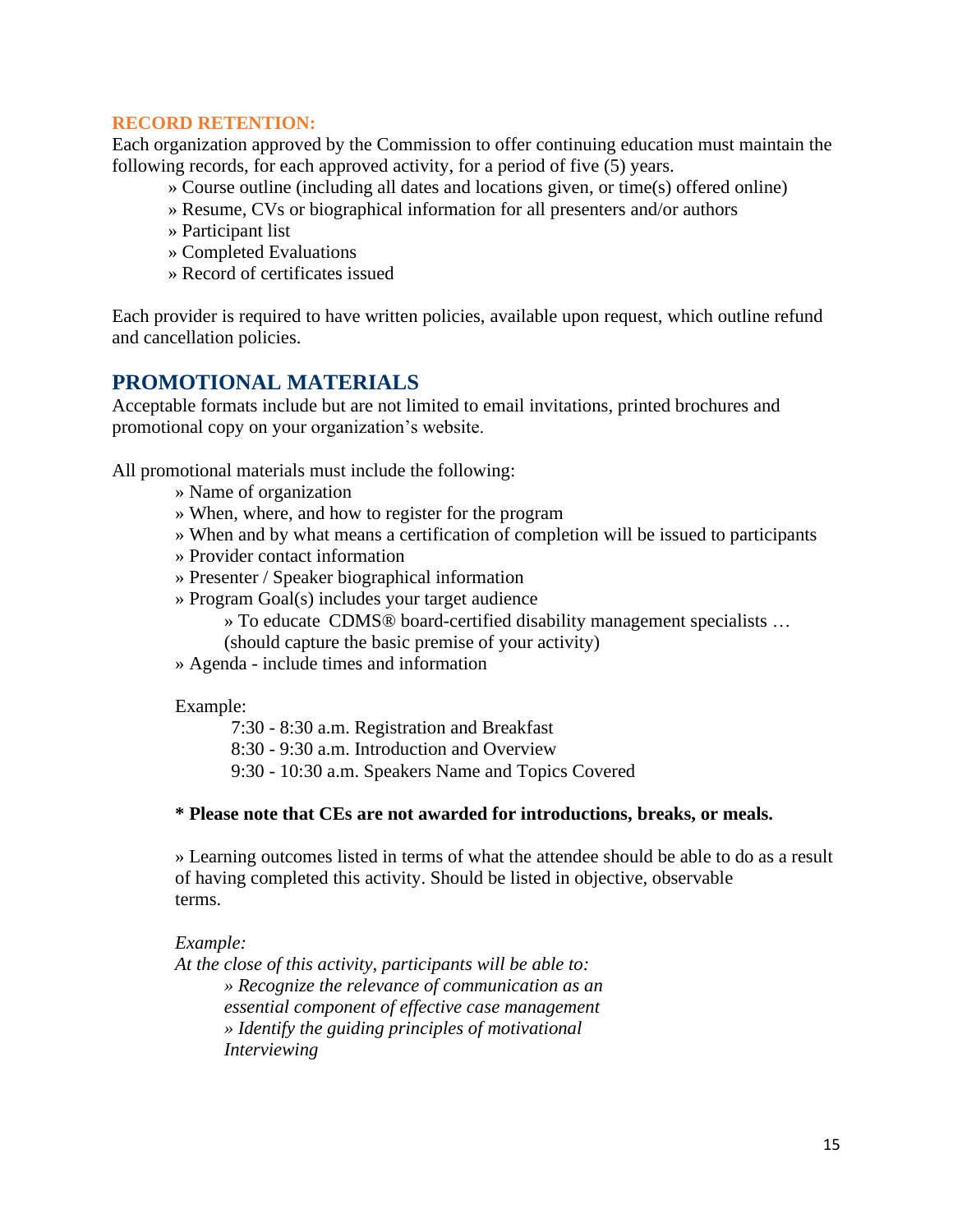### RECORD RETENTION:

Each organization approved by the Commission to offer continuing education must maintain the following records, for each approved activity, for a period of five (5) years.

- » Course outline (including all dates and locations given, or time(s) offered online)
- » Resume, CVs or biographical information for all presenters and/or authors
- » Participant list
- » Completed Evaluations
- » Record of certificates issued

Each provider is required to have written policies, available upon request, which outline refund and cancellation policies.

## PROMOTIONAL MATERIALS

Acceptable formats include but are not limited to email invitations, printed brochures and promotional copy on your organization's website.

All promotional materials must include the following:

- » Name of organization
- » When, where, and how to register for the program
- » When and by what means a certification of completion will be issued to participants
- » Provider contact information
- » Presenter / Speaker biographical information
- » Program Goal(s) includes your target audience
  - » To educate CDMS® board-certified disability management specialists … (should capture the basic premise of your activity)
- » Agenda - include times and information

Example:

7:30 - 8:30 a.m. Registration and Breakfast
8:30 - 9:30 a.m. Introduction and Overview
9:30 - 10:30 a.m. Speakers Name and Topics Covered

**\* Please note that CEs are not awarded for introductions, breaks, or meals.**

» Learning outcomes listed in terms of what the attendee should be able to do as a result of having completed this activity. Should be listed in objective, observable terms.

*Example:*
*At the close of this activity, participants will be able to:*

- *» Recognize the relevance of communication as an essential component of effective case management*
- *» Identify the guiding principles of motivational Interviewing*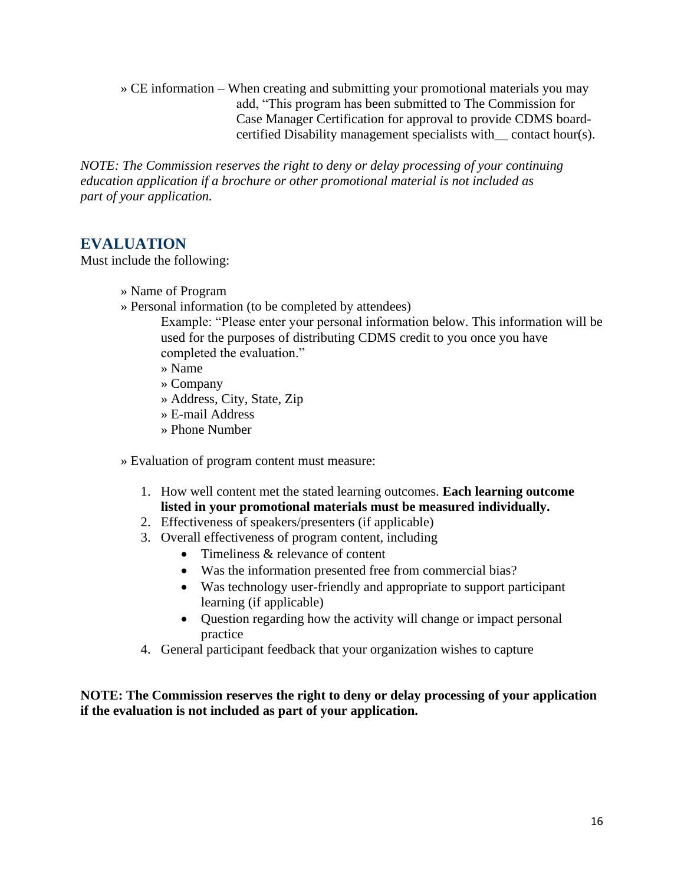» CE information – When creating and submitting your promotional materials you may add, “This program has been submitted to The Commission for Case Manager Certification for approval to provide CDMS board-certified Disability management specialists with__ contact hour(s).

*NOTE: The Commission reserves the right to deny or delay processing of your continuing education application if a brochure or other promotional material is not included as part of your application.*

## EVALUATION

Must include the following:

» Name of Program

» Personal information (to be completed by attendees)

Example: “Please enter your personal information below. This information will be used for the purposes of distributing CDMS credit to you once you have completed the evaluation.”

» Name

» Company

» Address, City, State, Zip

» E-mail Address

» Phone Number

» Evaluation of program content must measure:

1. How well content met the stated learning outcomes. **Each learning outcome listed in your promotional materials must be measured individually.**
2. Effectiveness of speakers/presenters (if applicable)
3. Overall effectiveness of program content, including
   - Timeliness & relevance of content
   - Was the information presented free from commercial bias?
   - Was technology user-friendly and appropriate to support participant learning (if applicable)
   - Question regarding how the activity will change or impact personal practice
4. General participant feedback that your organization wishes to capture

**NOTE: The Commission reserves the right to deny or delay processing of your application if the evaluation is not included as part of your application.**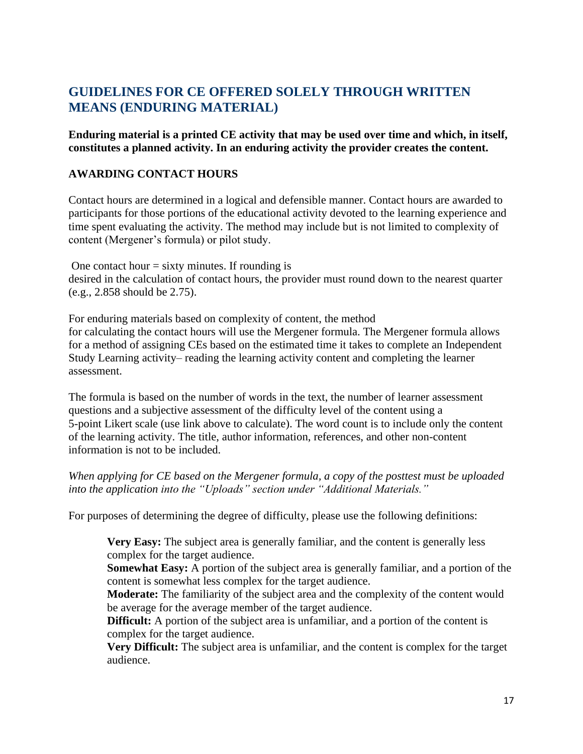## GUIDELINES FOR CE OFFERED SOLELY THROUGH WRITTEN MEANS (ENDURING MATERIAL)

**Enduring material is a printed CE activity that may be used over time and which, in itself, constitutes a planned activity. In an enduring activity the provider creates the content.**

### AWARDING CONTACT HOURS

Contact hours are determined in a logical and defensible manner. Contact hours are awarded to participants for those portions of the educational activity devoted to the learning experience and time spent evaluating the activity. The method may include but is not limited to complexity of content (Mergener's formula) or pilot study.

One contact hour = sixty minutes. If rounding is desired in the calculation of contact hours, the provider must round down to the nearest quarter (e.g., 2.858 should be 2.75).

For enduring materials based on complexity of content, the method for calculating the contact hours will use the Mergener formula. The Mergener formula allows for a method of assigning CEs based on the estimated time it takes to complete an Independent Study Learning activity– reading the learning activity content and completing the learner assessment.

The formula is based on the number of words in the text, the number of learner assessment questions and a subjective assessment of the difficulty level of the content using a 5-point Likert scale (use link above to calculate). The word count is to include only the content of the learning activity. The title, author information, references, and other non-content information is not to be included.

*When applying for CE based on the Mergener formula, a copy of the posttest must be uploaded into the application into the "Uploads" section under "Additional Materials."*

For purposes of determining the degree of difficulty, please use the following definitions:

> **Very Easy:** The subject area is generally familiar, and the content is generally less complex for the target audience.
> **Somewhat Easy:** A portion of the subject area is generally familiar, and a portion of the content is somewhat less complex for the target audience.
> **Moderate:** The familiarity of the subject area and the complexity of the content would be average for the average member of the target audience.
> **Difficult:** A portion of the subject area is unfamiliar, and a portion of the content is complex for the target audience.
> **Very Difficult:** The subject area is unfamiliar, and the content is complex for the target audience.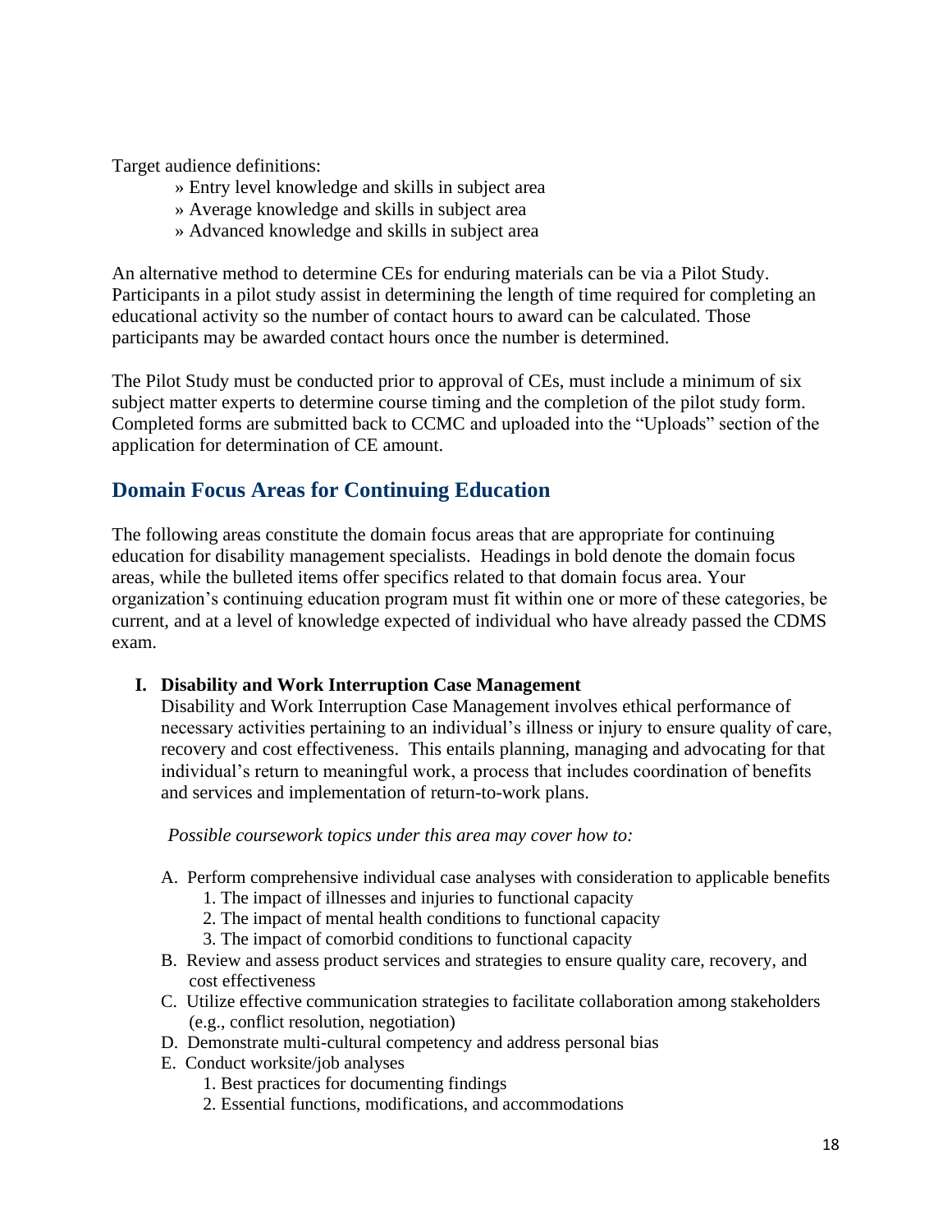Target audience definitions:

» Entry level knowledge and skills in subject area
» Average knowledge and skills in subject area
» Advanced knowledge and skills in subject area

An alternative method to determine CEs for enduring materials can be via a Pilot Study. Participants in a pilot study assist in determining the length of time required for completing an educational activity so the number of contact hours to award can be calculated. Those participants may be awarded contact hours once the number is determined.

The Pilot Study must be conducted prior to approval of CEs, must include a minimum of six subject matter experts to determine course timing and the completion of the pilot study form. Completed forms are submitted back to CCMC and uploaded into the "Uploads" section of the application for determination of CE amount.

## Domain Focus Areas for Continuing Education

The following areas constitute the domain focus areas that are appropriate for continuing education for disability management specialists. Headings in bold denote the domain focus areas, while the bulleted items offer specifics related to that domain focus area. Your organization's continuing education program must fit within one or more of these categories, be current, and at a level of knowledge expected of individual who have already passed the CDMS exam.

**I. Disability and Work Interruption Case Management**

Disability and Work Interruption Case Management involves ethical performance of necessary activities pertaining to an individual's illness or injury to ensure quality of care, recovery and cost effectiveness. This entails planning, managing and advocating for that individual's return to meaningful work, a process that includes coordination of benefits and services and implementation of return-to-work plans.

*Possible coursework topics under this area may cover how to:*

A. Perform comprehensive individual case analyses with consideration to applicable benefits
   1. The impact of illnesses and injuries to functional capacity
   2. The impact of mental health conditions to functional capacity
   3. The impact of comorbid conditions to functional capacity
B. Review and assess product services and strategies to ensure quality care, recovery, and cost effectiveness
C. Utilize effective communication strategies to facilitate collaboration among stakeholders (e.g., conflict resolution, negotiation)
D. Demonstrate multi-cultural competency and address personal bias
E. Conduct worksite/job analyses
   1. Best practices for documenting findings
   2. Essential functions, modifications, and accommodations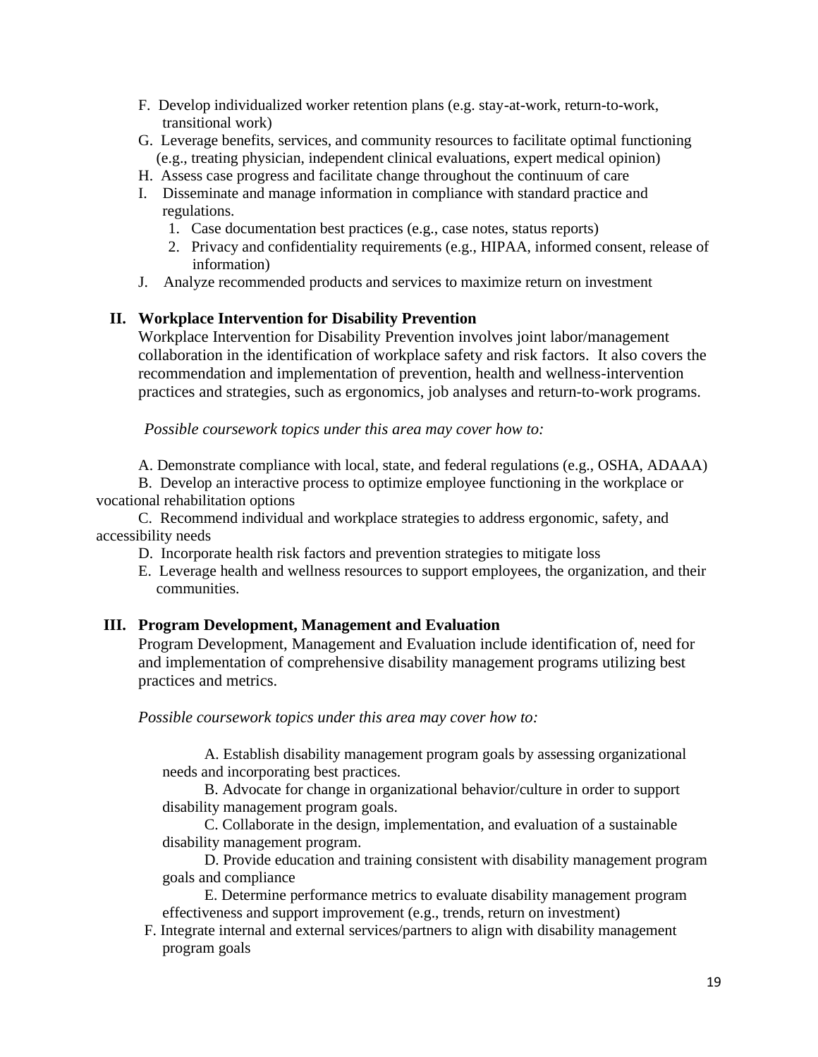F. Develop individualized worker retention plans (e.g. stay-at-work, return-to-work, transitional work)

G. Leverage benefits, services, and community resources to facilitate optimal functioning (e.g., treating physician, independent clinical evaluations, expert medical opinion)

H. Assess case progress and facilitate change throughout the continuum of care

I. Disseminate and manage information in compliance with standard practice and regulations.
   1. Case documentation best practices (e.g., case notes, status reports)
   2. Privacy and confidentiality requirements (e.g., HIPAA, informed consent, release of information)

J. Analyze recommended products and services to maximize return on investment

## II. Workplace Intervention for Disability Prevention

Workplace Intervention for Disability Prevention involves joint labor/management collaboration in the identification of workplace safety and risk factors. It also covers the recommendation and implementation of prevention, health and wellness-intervention practices and strategies, such as ergonomics, job analyses and return-to-work programs.

*Possible coursework topics under this area may cover how to:*

A. Demonstrate compliance with local, state, and federal regulations (e.g., OSHA, ADAAA)

B. Develop an interactive process to optimize employee functioning in the workplace or vocational rehabilitation options

C. Recommend individual and workplace strategies to address ergonomic, safety, and accessibility needs

D. Incorporate health risk factors and prevention strategies to mitigate loss

E. Leverage health and wellness resources to support employees, the organization, and their communities.

## III. Program Development, Management and Evaluation

Program Development, Management and Evaluation include identification of, need for and implementation of comprehensive disability management programs utilizing best practices and metrics.

*Possible coursework topics under this area may cover how to:*

A. Establish disability management program goals by assessing organizational needs and incorporating best practices.

B. Advocate for change in organizational behavior/culture in order to support disability management program goals.

C. Collaborate in the design, implementation, and evaluation of a sustainable disability management program.

D. Provide education and training consistent with disability management program goals and compliance

E. Determine performance metrics to evaluate disability management program effectiveness and support improvement (e.g., trends, return on investment)

F. Integrate internal and external services/partners to align with disability management program goals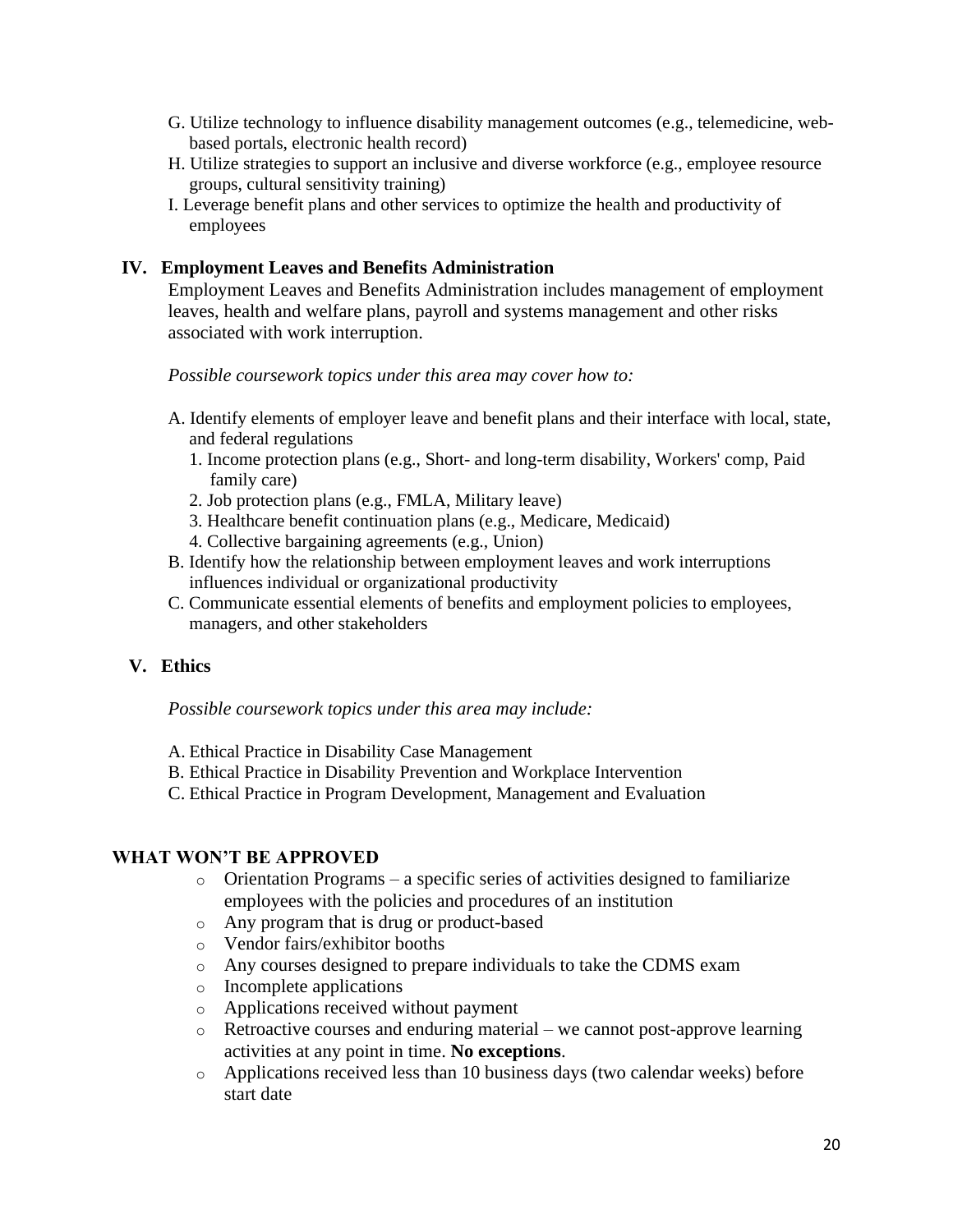G. Utilize technology to influence disability management outcomes (e.g., telemedicine, web-based portals, electronic health record)
H. Utilize strategies to support an inclusive and diverse workforce (e.g., employee resource groups, cultural sensitivity training)
I. Leverage benefit plans and other services to optimize the health and productivity of employees

## IV. Employment Leaves and Benefits Administration

Employment Leaves and Benefits Administration includes management of employment leaves, health and welfare plans, payroll and systems management and other risks associated with work interruption.

*Possible coursework topics under this area may cover how to:*

A. Identify elements of employer leave and benefit plans and their interface with local, state, and federal regulations
   1. Income protection plans (e.g., Short- and long-term disability, Workers' comp, Paid family care)
   2. Job protection plans (e.g., FMLA, Military leave)
   3. Healthcare benefit continuation plans (e.g., Medicare, Medicaid)
   4. Collective bargaining agreements (e.g., Union)

B. Identify how the relationship between employment leaves and work interruptions influences individual or organizational productivity
C. Communicate essential elements of benefits and employment policies to employees, managers, and other stakeholders

## V. Ethics

*Possible coursework topics under this area may include:*

A. Ethical Practice in Disability Case Management
B. Ethical Practice in Disability Prevention and Workplace Intervention
C. Ethical Practice in Program Development, Management and Evaluation

## WHAT WON'T BE APPROVED

- Orientation Programs – a specific series of activities designed to familiarize employees with the policies and procedures of an institution
- Any program that is drug or product-based
- Vendor fairs/exhibitor booths
- Any courses designed to prepare individuals to take the CDMS exam
- Incomplete applications
- Applications received without payment
- Retroactive courses and enduring material – we cannot post-approve learning activities at any point in time. **No exceptions**.
- Applications received less than 10 business days (two calendar weeks) before start date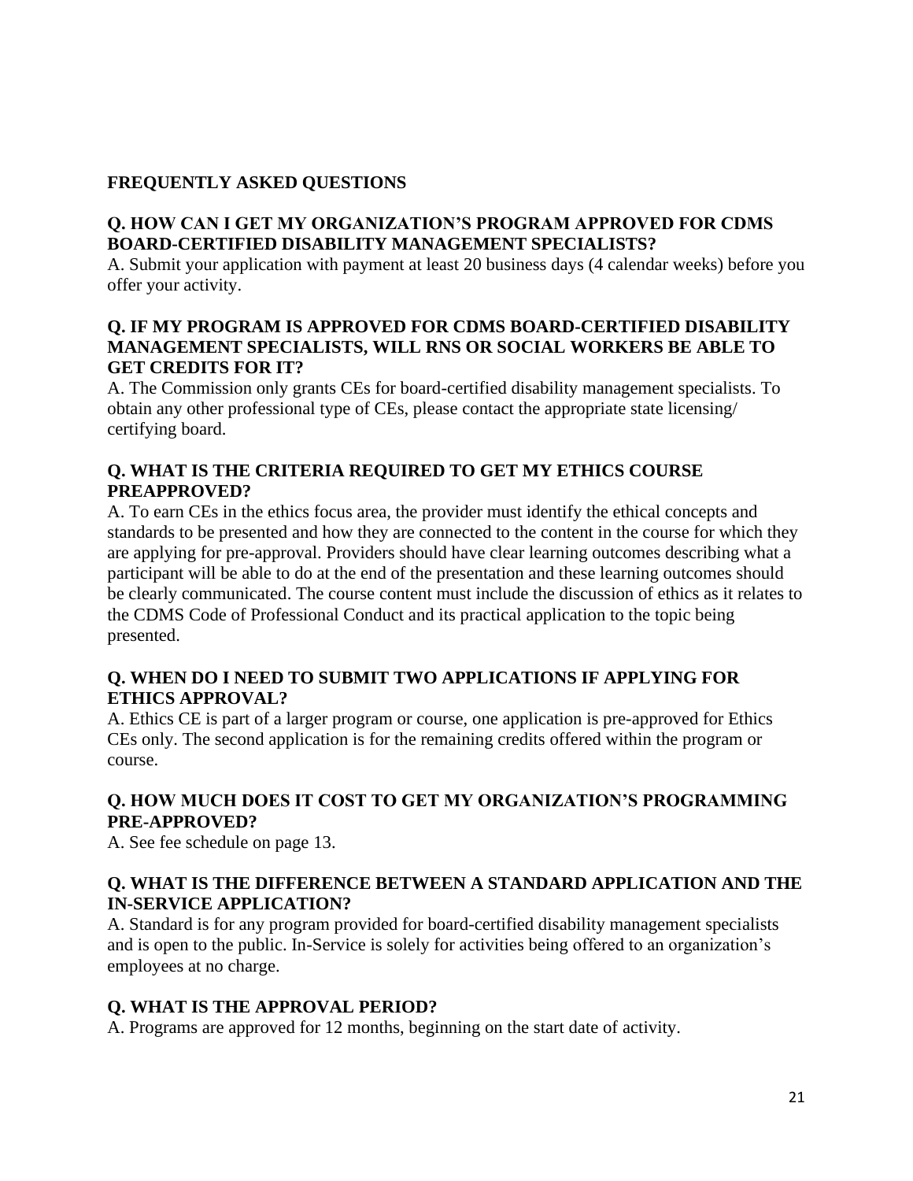## FREQUENTLY ASKED QUESTIONS

**Q. HOW CAN I GET MY ORGANIZATION'S PROGRAM APPROVED FOR CDMS BOARD-CERTIFIED DISABILITY MANAGEMENT SPECIALISTS?**
A. Submit your application with payment at least 20 business days (4 calendar weeks) before you offer your activity.

**Q. IF MY PROGRAM IS APPROVED FOR CDMS BOARD-CERTIFIED DISABILITY MANAGEMENT SPECIALISTS, WILL RNS OR SOCIAL WORKERS BE ABLE TO GET CREDITS FOR IT?**
A. The Commission only grants CEs for board-certified disability management specialists. To obtain any other professional type of CEs, please contact the appropriate state licensing/ certifying board.

**Q. WHAT IS THE CRITERIA REQUIRED TO GET MY ETHICS COURSE PREAPPROVED?**
A. To earn CEs in the ethics focus area, the provider must identify the ethical concepts and standards to be presented and how they are connected to the content in the course for which they are applying for pre-approval. Providers should have clear learning outcomes describing what a participant will be able to do at the end of the presentation and these learning outcomes should be clearly communicated. The course content must include the discussion of ethics as it relates to the CDMS Code of Professional Conduct and its practical application to the topic being presented.

**Q. WHEN DO I NEED TO SUBMIT TWO APPLICATIONS IF APPLYING FOR ETHICS APPROVAL?**
A. Ethics CE is part of a larger program or course, one application is pre-approved for Ethics CEs only. The second application is for the remaining credits offered within the program or course.

**Q. HOW MUCH DOES IT COST TO GET MY ORGANIZATION'S PROGRAMMING PRE-APPROVED?**
A. See fee schedule on page 13.

**Q. WHAT IS THE DIFFERENCE BETWEEN A STANDARD APPLICATION AND THE IN-SERVICE APPLICATION?**
A. Standard is for any program provided for board-certified disability management specialists and is open to the public. In-Service is solely for activities being offered to an organization's employees at no charge.

**Q. WHAT IS THE APPROVAL PERIOD?**
A. Programs are approved for 12 months, beginning on the start date of activity.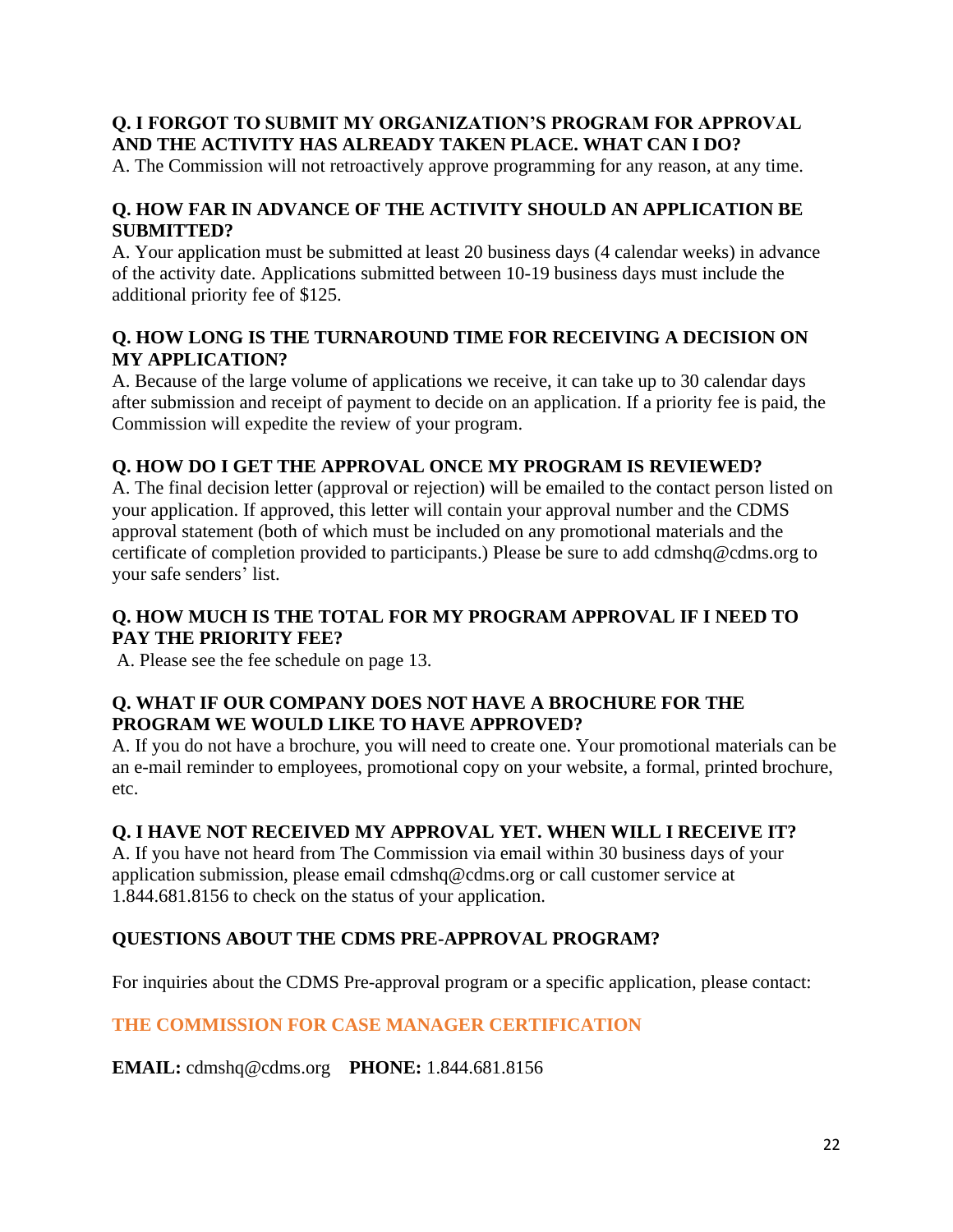**Q. I FORGOT TO SUBMIT MY ORGANIZATION'S PROGRAM FOR APPROVAL AND THE ACTIVITY HAS ALREADY TAKEN PLACE. WHAT CAN I DO?**

A. The Commission will not retroactively approve programming for any reason, at any time.

**Q. HOW FAR IN ADVANCE OF THE ACTIVITY SHOULD AN APPLICATION BE SUBMITTED?**

A. Your application must be submitted at least 20 business days (4 calendar weeks) in advance of the activity date. Applications submitted between 10-19 business days must include the additional priority fee of $125.

**Q. HOW LONG IS THE TURNAROUND TIME FOR RECEIVING A DECISION ON MY APPLICATION?**

A. Because of the large volume of applications we receive, it can take up to 30 calendar days after submission and receipt of payment to decide on an application. If a priority fee is paid, the Commission will expedite the review of your program.

**Q. HOW DO I GET THE APPROVAL ONCE MY PROGRAM IS REVIEWED?**

A. The final decision letter (approval or rejection) will be emailed to the contact person listed on your application. If approved, this letter will contain your approval number and the CDMS approval statement (both of which must be included on any promotional materials and the certificate of completion provided to participants.) Please be sure to add cdmshq@cdms.org to your safe senders' list.

**Q. HOW MUCH IS THE TOTAL FOR MY PROGRAM APPROVAL IF I NEED TO PAY THE PRIORITY FEE?**

A. Please see the fee schedule on page 13.

**Q. WHAT IF OUR COMPANY DOES NOT HAVE A BROCHURE FOR THE PROGRAM WE WOULD LIKE TO HAVE APPROVED?**

A. If you do not have a brochure, you will need to create one. Your promotional materials can be an e-mail reminder to employees, promotional copy on your website, a formal, printed brochure, etc.

**Q. I HAVE NOT RECEIVED MY APPROVAL YET. WHEN WILL I RECEIVE IT?**

A. If you have not heard from The Commission via email within 30 business days of your application submission, please email cdmshq@cdms.org or call customer service at 1.844.681.8156 to check on the status of your application.

**QUESTIONS ABOUT THE CDMS PRE-APPROVAL PROGRAM?**

For inquiries about the CDMS Pre-approval program or a specific application, please contact:

**THE COMMISSION FOR CASE MANAGER CERTIFICATION**

**EMAIL:** cdmshq@cdms.org **PHONE:** 1.844.681.8156